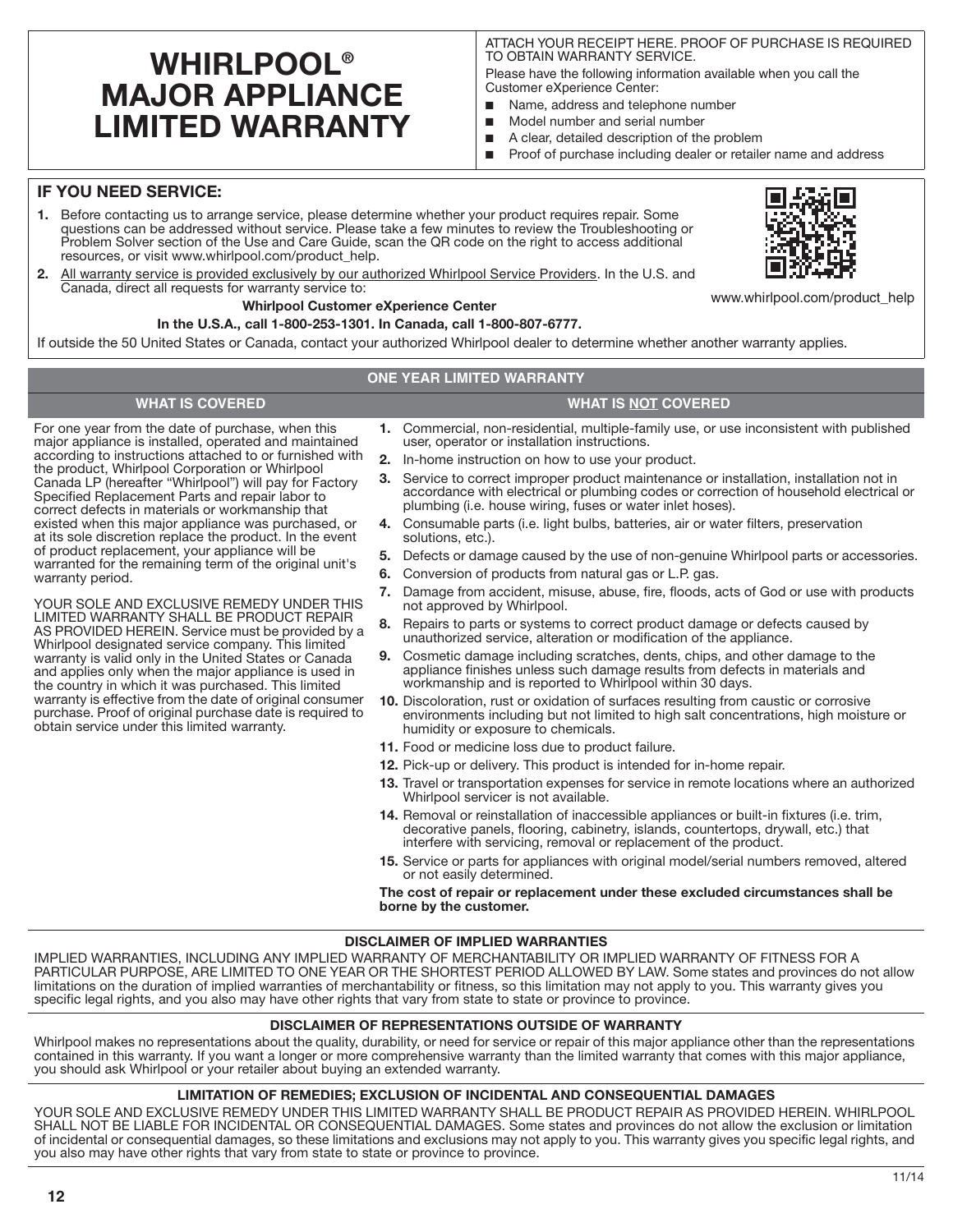# WHIRLPOOL® MAJOR APPLIANCE LIMITED WARRANTY

ATTACH YOUR RECEIPT HERE. PROOF OF PURCHASE IS REQUIRED TO OBTAIN WARRANTY SERVICE.

Please have the following information available when you call the Customer eXperience Center:

- Name, address and telephone number
- Model number and serial number
- A clear, detailed description of the problem
- Proof of purchase including dealer or retailer name and address

## IF YOU NEED SERVICE:

1. Before contacting us to arrange service, please determine whether your product requires repair. Some questions can be addressed without service. Please take a few minutes to review the Troubleshooting or Problem Solver section of the Use and Care Guide, scan the QR code on the right to access additional resources, or visit www.whirlpool.com/product_help.
2. All warranty service is provided exclusively by our authorized Whirlpool Service Providers. In the U.S. and Canada, direct all requests for warranty service to:

**Whirlpool Customer eXperience Center**

**In the U.S.A., call 1-800-253-1301. In Canada, call 1-800-807-6777.**

www.whirlpool.com/product_help

If outside the 50 United States or Canada, contact your authorized Whirlpool dealer to determine whether another warranty applies.

## ONE YEAR LIMITED WARRANTY

### WHAT IS COVERED

For one year from the date of purchase, when this major appliance is installed, operated and maintained according to instructions attached to or furnished with the product, Whirlpool Corporation or Whirlpool Canada LP (hereafter "Whirlpool") will pay for Factory Specified Replacement Parts and repair labor to correct defects in materials or workmanship that existed when this major appliance was purchased, or at its sole discretion replace the product. In the event of product replacement, your appliance will be warranted for the remaining term of the original unit's warranty period.

YOUR SOLE AND EXCLUSIVE REMEDY UNDER THIS LIMITED WARRANTY SHALL BE PRODUCT REPAIR AS PROVIDED HEREIN. Service must be provided by a Whirlpool designated service company. This limited warranty is valid only in the United States or Canada and applies only when the major appliance is used in the country in which it was purchased. This limited warranty is effective from the date of original consumer purchase. Proof of original purchase date is required to obtain service under this limited warranty.

### WHAT IS NOT COVERED

1. Commercial, non-residential, multiple-family use, or use inconsistent with published user, operator or installation instructions.
2. In-home instruction on how to use your product.
3. Service to correct improper product maintenance or installation, installation not in accordance with electrical or plumbing codes or correction of household electrical or plumbing (i.e. house wiring, fuses or water inlet hoses).
4. Consumable parts (i.e. light bulbs, batteries, air or water filters, preservation solutions, etc.).
5. Defects or damage caused by the use of non-genuine Whirlpool parts or accessories.
6. Conversion of products from natural gas or L.P. gas.
7. Damage from accident, misuse, abuse, fire, floods, acts of God or use with products not approved by Whirlpool.
8. Repairs to parts or systems to correct product damage or defects caused by unauthorized service, alteration or modification of the appliance.
9. Cosmetic damage including scratches, dents, chips, and other damage to the appliance finishes unless such damage results from defects in materials and workmanship and is reported to Whirlpool within 30 days.
10. Discoloration, rust or oxidation of surfaces resulting from caustic or corrosive environments including but not limited to high salt concentrations, high moisture or humidity or exposure to chemicals.
11. Food or medicine loss due to product failure.
12. Pick-up or delivery. This product is intended for in-home repair.
13. Travel or transportation expenses for service in remote locations where an authorized Whirlpool servicer is not available.
14. Removal or reinstallation of inaccessible appliances or built-in fixtures (i.e. trim, decorative panels, flooring, cabinetry, islands, countertops, drywall, etc.) that interfere with servicing, removal or replacement of the product.
15. Service or parts for appliances with original model/serial numbers removed, altered or not easily determined.

**The cost of repair or replacement under these excluded circumstances shall be borne by the customer.**

## DISCLAIMER OF IMPLIED WARRANTIES

IMPLIED WARRANTIES, INCLUDING ANY IMPLIED WARRANTY OF MERCHANTABILITY OR IMPLIED WARRANTY OF FITNESS FOR A PARTICULAR PURPOSE, ARE LIMITED TO ONE YEAR OR THE SHORTEST PERIOD ALLOWED BY LAW. Some states and provinces do not allow limitations on the duration of implied warranties of merchantability or fitness, so this limitation may not apply to you. This warranty gives you specific legal rights, and you also may have other rights that vary from state to state or province to province.

## DISCLAIMER OF REPRESENTATIONS OUTSIDE OF WARRANTY

Whirlpool makes no representations about the quality, durability, or need for service or repair of this major appliance other than the representations contained in this warranty. If you want a longer or more comprehensive warranty than the limited warranty that comes with this major appliance, you should ask Whirlpool or your retailer about buying an extended warranty.

## LIMITATION OF REMEDIES; EXCLUSION OF INCIDENTAL AND CONSEQUENTIAL DAMAGES

YOUR SOLE AND EXCLUSIVE REMEDY UNDER THIS LIMITED WARRANTY SHALL BE PRODUCT REPAIR AS PROVIDED HEREIN. WHIRLPOOL SHALL NOT BE LIABLE FOR INCIDENTAL OR CONSEQUENTIAL DAMAGES. Some states and provinces do not allow the exclusion or limitation of incidental or consequential damages, so these limitations and exclusions may not apply to you. This warranty gives you specific legal rights, and you also may have other rights that vary from state to state or province to province.

11/14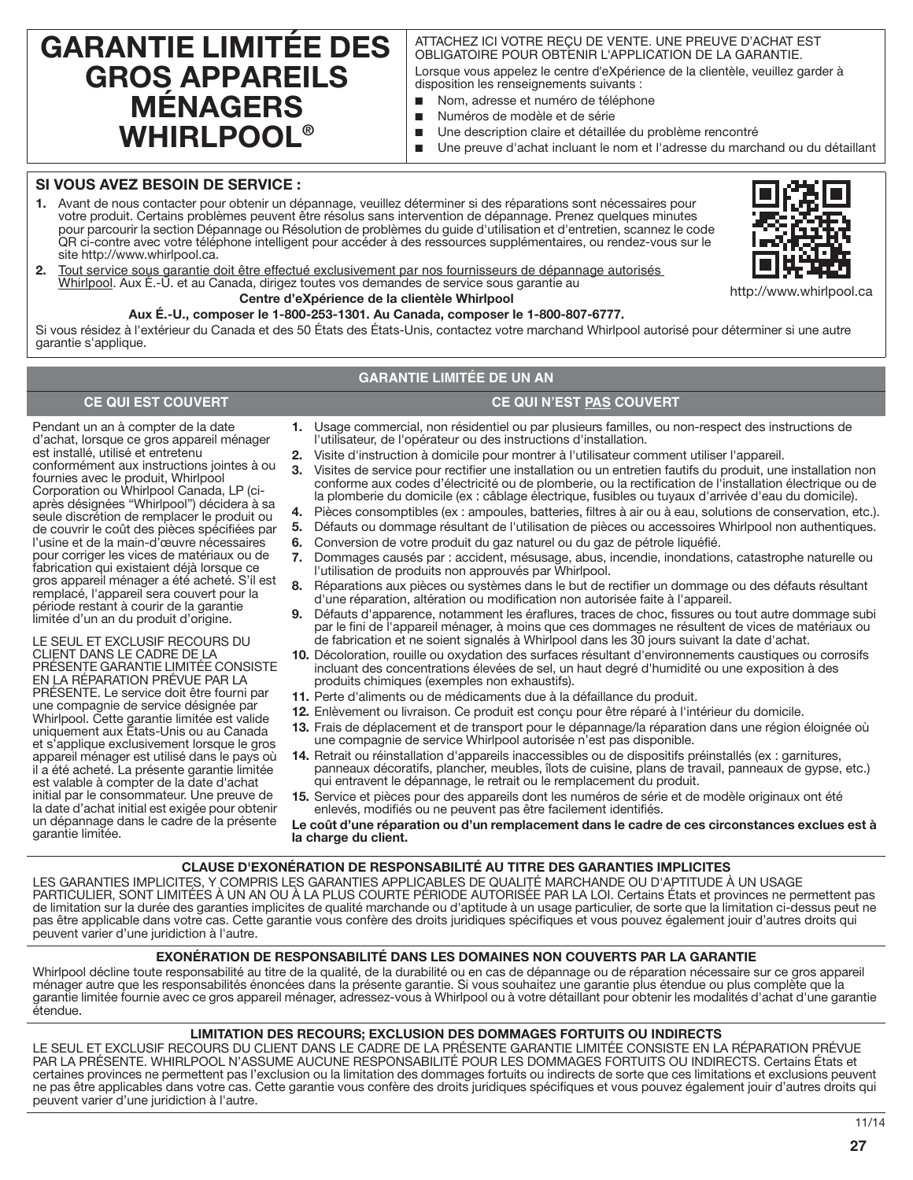# GARANTIE LIMITÉE DES GROS APPAREILS MÉNAGERS WHIRLPOOL®

ATTACHEZ ICI VOTRE REÇU DE VENTE. UNE PREUVE D'ACHAT EST OBLIGATOIRE POUR OBTENIR L'APPLICATION DE LA GARANTIE.

Lorsque vous appelez le centre d'eXpérience de la clientèle, veuillez garder à disposition les renseignements suivants :

- Nom, adresse et numéro de téléphone
- Numéros de modèle et de série
- Une description claire et détaillée du problème rencontré
- Une preuve d'achat incluant le nom et l'adresse du marchand ou du détaillant

## SI VOUS AVEZ BESOIN DE SERVICE :

1. Avant de nous contacter pour obtenir un dépannage, veuillez déterminer si des réparations sont nécessaires pour votre produit. Certains problèmes peuvent être résolus sans intervention de dépannage. Prenez quelques minutes pour parcourir la section Dépannage ou Résolution de problèmes du guide d'utilisation et d'entretien, scannez le code QR ci-contre avec votre téléphone intelligent pour accéder à des ressources supplémentaires, ou rendez-vous sur le site http://www.whirlpool.ca.
2. Tout service sous garantie doit être effectué exclusivement par nos fournisseurs de dépannage autorisés Whirlpool. Aux É.-U. et au Canada, dirigez toutes vos demandes de service sous garantie au

**Centre d'eXpérience de la clientèle Whirlpool**

**Aux É.-U., composer le 1-800-253-1301. Au Canada, composer le 1-800-807-6777.**

http://www.whirlpool.ca

Si vous résidez à l'extérieur du Canada et des 50 États des États-Unis, contactez votre marchand Whirlpool autorisé pour déterminer si une autre garantie s'applique.

## GARANTIE LIMITÉE DE UN AN

### CE QUI EST COUVERT

Pendant un an à compter de la date d'achat, lorsque ce gros appareil ménager est installé, utilisé et entretenu conformément aux instructions jointes à ou fournies avec le produit, Whirlpool Corporation ou Whirlpool Canada, LP (ci-après désignées "Whirlpool") décidera à sa seule discrétion de remplacer le produit ou de couvrir le coût des pièces spécifiées par l'usine et de la main-d'œuvre nécessaires pour corriger les vices de matériaux ou de fabrication qui existaient déjà lorsque ce gros appareil ménager a été acheté. S'il est remplacé, l'appareil sera couvert pour la période restant à courir de la garantie limitée d'un an du produit d'origine.

LE SEUL ET EXCLUSIF RECOURS DU CLIENT DANS LE CADRE DE LA PRÉSENTE GARANTIE LIMITÉE CONSISTE EN LA RÉPARATION PRÉVUE PAR LA PRÉSENTE. Le service doit être fourni par une compagnie de service désignée par Whirlpool. Cette garantie limitée est valide uniquement aux États-Unis ou au Canada et s'applique exclusivement lorsque le gros appareil ménager est utilisé dans le pays où il a été acheté. La présente garantie limitée est valable à compter de la date d'achat initial par le consommateur. Une preuve de la date d'achat initial est exigée pour obtenir un dépannage dans le cadre de la présente garantie limitée.

### CE QUI N'EST PAS COUVERT

1. Usage commercial, non résidentiel ou par plusieurs familles, ou non-respect des instructions de l'utilisateur, de l'opérateur ou des instructions d'installation.
2. Visite d'instruction à domicile pour montrer à l'utilisateur comment utiliser l'appareil.
3. Visites de service pour rectifier une installation ou un entretien fautifs du produit, une installation non conforme aux codes d'électricité ou de plomberie, ou la rectification de l'installation électrique ou de la plomberie du domicile (ex : câblage électrique, fusibles ou tuyaux d'arrivée d'eau du domicile).
4. Pièces consomptibles (ex : ampoules, batteries, filtres à air ou à eau, solutions de conservation, etc.).
5. Défauts ou dommage résultant de l'utilisation de pièces ou accessoires Whirlpool non authentiques.
6. Conversion de votre produit du gaz naturel ou du gaz de pétrole liquéfié.
7. Dommages causés par : accident, mésusage, abus, incendie, inondations, catastrophe naturelle ou l'utilisation de produits non approuvés par Whirlpool.
8. Réparations aux pièces ou systèmes dans le but de rectifier un dommage ou des défauts résultant d'une réparation, altération ou modification non autorisée faite à l'appareil.
9. Défauts d'apparence, notamment les éraflures, traces de choc, fissures ou tout autre dommage subi par le fini de l'appareil ménager, à moins que ces dommages ne résultent de vices de matériaux ou de fabrication et ne soient signalés à Whirlpool dans les 30 jours suivant la date d'achat.
10. Décoloration, rouille ou oxydation des surfaces résultant d'environnements caustiques ou corrosifs incluant des concentrations élevées de sel, un haut degré d'humidité ou une exposition à des produits chimiques (exemples non exhaustifs).
11. Perte d'aliments ou de médicaments due à la défaillance du produit.
12. Enlèvement ou livraison. Ce produit est conçu pour être réparé à l'intérieur du domicile.
13. Frais de déplacement et de transport pour le dépannage/la réparation dans une région éloignée où une compagnie de service Whirlpool autorisée n'est pas disponible.
14. Retrait ou réinstallation d'appareils inaccessibles ou de dispositifs préinstallés (ex : garnitures, panneaux décoratifs, plancher, meubles, îlots de cuisine, plans de travail, panneaux de gypse, etc.) qui entravent le dépannage, le retrait ou le remplacement du produit.
15. Service et pièces pour des appareils dont les numéros de série et de modèle originaux ont été enlevés, modifiés ou ne peuvent pas être facilement identifiés.

**Le coût d'une réparation ou d'un remplacement dans le cadre de ces circonstances exclues est à la charge du client.**

### CLAUSE D'EXONÉRATION DE RESPONSABILITÉ AU TITRE DES GARANTIES IMPLICITES

LES GARANTIES IMPLICITES, Y COMPRIS LES GARANTIES APPLICABLES DE QUALITÉ MARCHANDE OU D'APTITUDE À UN USAGE PARTICULIER, SONT LIMITÉES À UN AN OU À LA PLUS COURTE PÉRIODE AUTORISÉE PAR LA LOI. Certains États et provinces ne permettent pas de limitation sur la durée des garanties implicites de qualité marchande ou d'aptitude à un usage particulier, de sorte que la limitation ci-dessus peut ne pas être applicable dans votre cas. Cette garantie vous confère des droits juridiques spécifiques et vous pouvez également jouir d'autres droits qui peuvent varier d'une juridiction à l'autre.

### EXONÉRATION DE RESPONSABILITÉ DANS LES DOMAINES NON COUVERTS PAR LA GARANTIE

Whirlpool décline toute responsabilité au titre de la qualité, de la durabilité ou en cas de dépannage ou de réparation nécessaire sur ce gros appareil ménager autre que les responsabilités énoncées dans la présente garantie. Si vous souhaitez une garantie plus étendue ou plus complète que la garantie limitée fournie avec ce gros appareil ménager, adressez-vous à Whirlpool ou à votre détaillant pour obtenir les modalités d'achat d'une garantie étendue.

### LIMITATION DES RECOURS; EXCLUSION DES DOMMAGES FORTUITS OU INDIRECTS

LE SEUL ET EXCLUSIF RECOURS DU CLIENT DANS LE CADRE DE LA PRÉSENTE GARANTIE LIMITÉE CONSISTE EN LA RÉPARATION PRÉVUE PAR LA PRÉSENTE. WHIRLPOOL N'ASSUME AUCUNE RESPONSABILITÉ POUR LES DOMMAGES FORTUITS OU INDIRECTS. Certains États et certaines provinces ne permettent pas l'exclusion ou la limitation des dommages fortuits ou indirects de sorte que ces limitations et exclusions peuvent ne pas être applicables dans votre cas. Cette garantie vous confère des droits juridiques spécifiques et vous pouvez également jouir d'autres droits qui peuvent varier d'une juridiction à l'autre.

11/14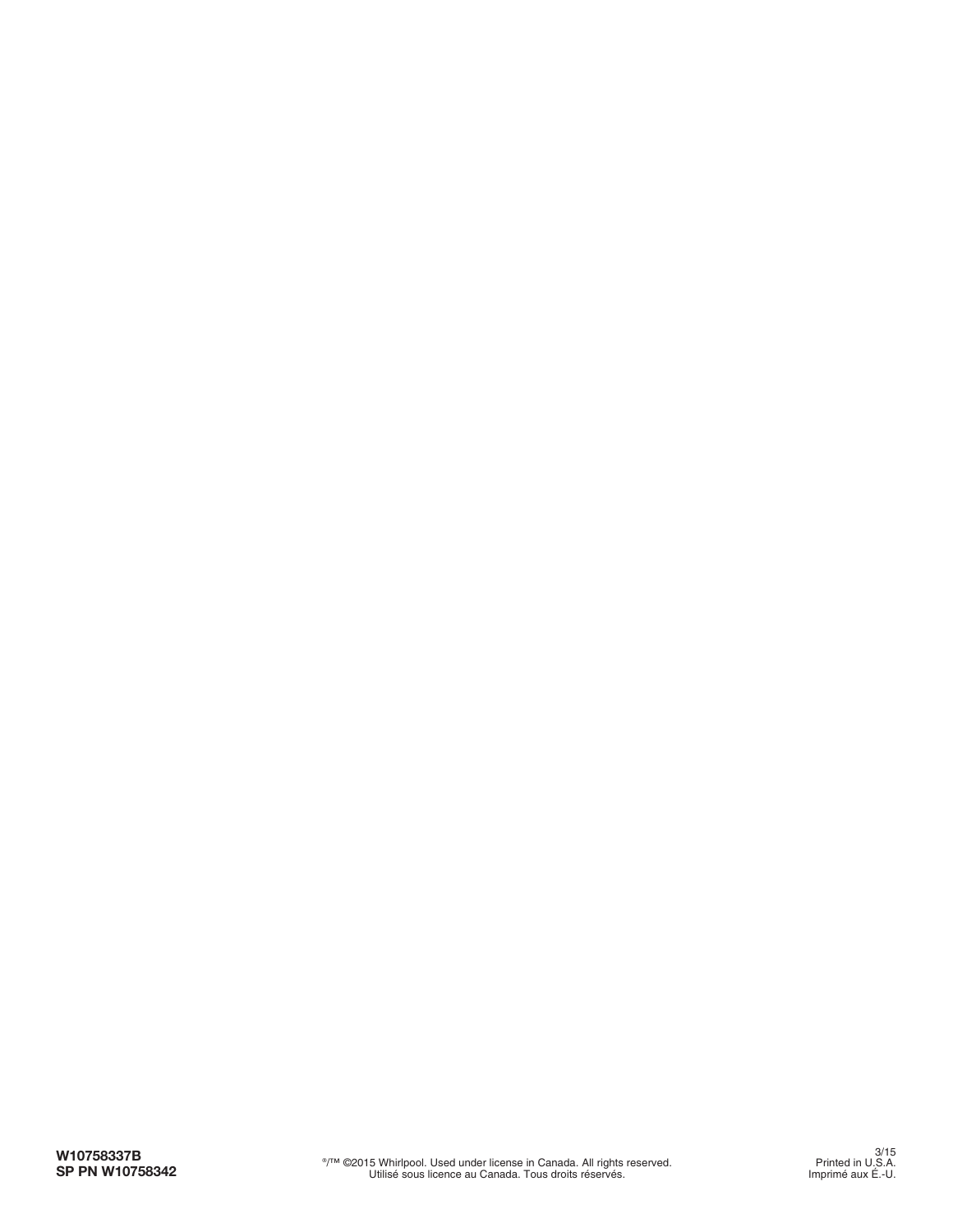**W10758337B**
**SP PN W10758342**

®/™ ©2015 Whirlpool. Used under license in Canada. All rights reserved.
Utilisé sous licence au Canada. Tous droits réservés.

3/15
Printed in U.S.A.
Imprimé aux É.-U.